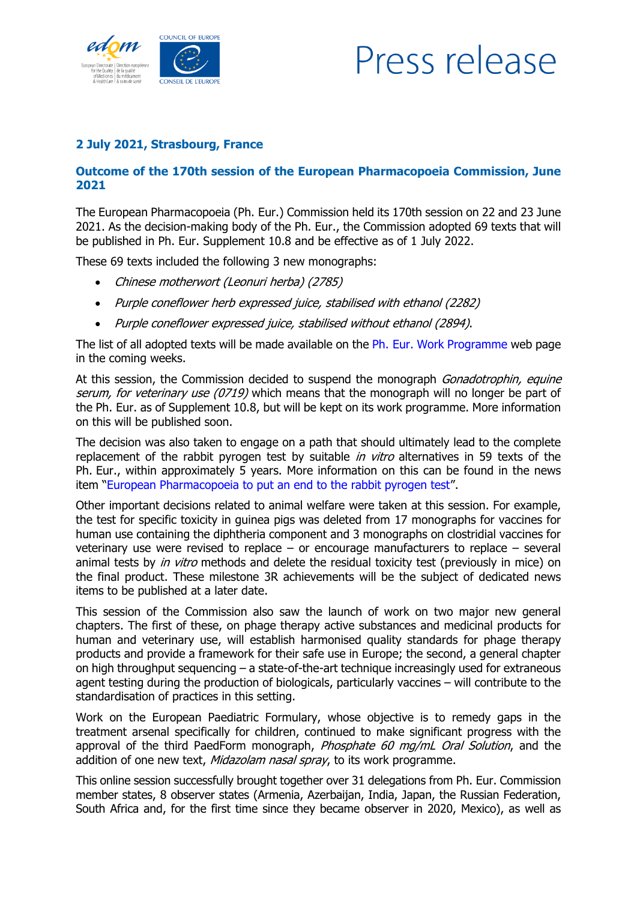# Press release

**2 July 2021, Strasbourg, France**

## Outcome of the 170th session of the European Pharmacopoeia Commission, June 2021

The European Pharmacopoeia (Ph. Eur.) Commission held its 170th session on 22 and 23 June 2021. As the decision-making body of the Ph. Eur., the Commission adopted 69 texts that will be published in Ph. Eur. Supplement 10.8 and be effective as of 1 July 2022.

These 69 texts included the following 3 new monographs:

- *Chinese motherwort (Leonuri herba) (2785)*
- *Purple coneflower herb expressed juice, stabilised with ethanol (2282)*
- *Purple coneflower expressed juice, stabilised without ethanol (2894)*.

The list of all adopted texts will be made available on the Ph. Eur. Work Programme web page in the coming weeks.

At this session, the Commission decided to suspend the monograph *Gonadotrophin, equine serum, for veterinary use (0719)* which means that the monograph will no longer be part of the Ph. Eur. as of Supplement 10.8, but will be kept on its work programme. More information on this will be published soon.

The decision was also taken to engage on a path that should ultimately lead to the complete replacement of the rabbit pyrogen test by suitable *in vitro* alternatives in 59 texts of the Ph. Eur., within approximately 5 years. More information on this can be found in the news item "European Pharmacopoeia to put an end to the rabbit pyrogen test".

Other important decisions related to animal welfare were taken at this session. For example, the test for specific toxicity in guinea pigs was deleted from 17 monographs for vaccines for human use containing the diphtheria component and 3 monographs on clostridial vaccines for veterinary use were revised to replace – or encourage manufacturers to replace – several animal tests by *in vitro* methods and delete the residual toxicity test (previously in mice) on the final product. These milestone 3R achievements will be the subject of dedicated news items to be published at a later date.

This session of the Commission also saw the launch of work on two major new general chapters. The first of these, on phage therapy active substances and medicinal products for human and veterinary use, will establish harmonised quality standards for phage therapy products and provide a framework for their safe use in Europe; the second, a general chapter on high throughput sequencing – a state-of-the-art technique increasingly used for extraneous agent testing during the production of biologicals, particularly vaccines – will contribute to the standardisation of practices in this setting.

Work on the European Paediatric Formulary, whose objective is to remedy gaps in the treatment arsenal specifically for children, continued to make significant progress with the approval of the third PaedForm monograph, *Phosphate 60 mg/mL Oral Solution*, and the addition of one new text, *Midazolam nasal spray*, to its work programme.

This online session successfully brought together over 31 delegations from Ph. Eur. Commission member states, 8 observer states (Armenia, Azerbaijan, India, Japan, the Russian Federation, South Africa and, for the first time since they became observer in 2020, Mexico), as well as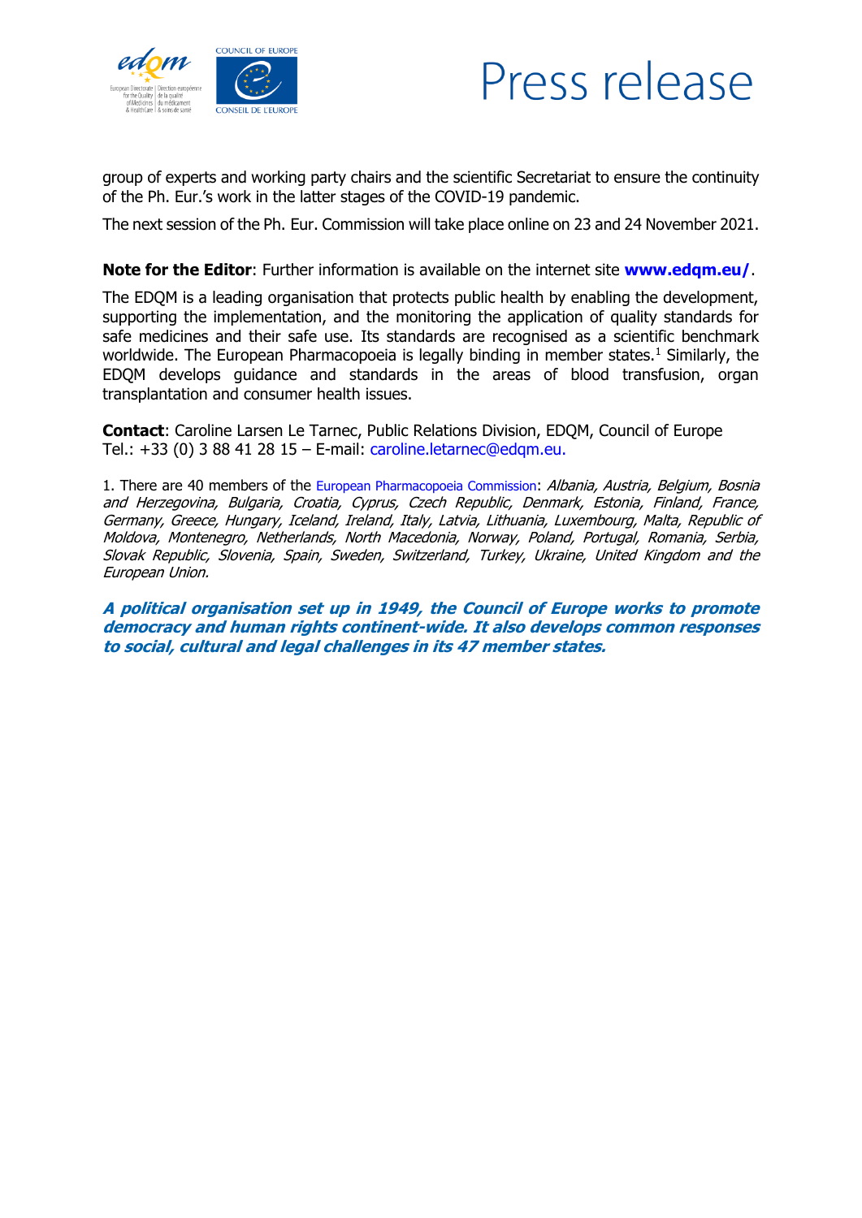group of experts and working party chairs and the scientific Secretariat to ensure the continuity of the Ph. Eur.'s work in the latter stages of the COVID-19 pandemic.

The next session of the Ph. Eur. Commission will take place online on 23 and 24 November 2021.

**Note for the Editor**: Further information is available on the internet site **www.edqm.eu/**.

The EDQM is a leading organisation that protects public health by enabling the development, supporting the implementation, and the monitoring the application of quality standards for safe medicines and their safe use. Its standards are recognised as a scientific benchmark worldwide. The European Pharmacopoeia is legally binding in member states.[1] Similarly, the EDQM develops guidance and standards in the areas of blood transfusion, organ transplantation and consumer health issues.

**Contact**: Caroline Larsen Le Tarnec, Public Relations Division, EDQM, Council of Europe
Tel.: +33 (0) 3 88 41 28 15 – E-mail: caroline.letarnec@edqm.eu.

1. There are 40 members of the European Pharmacopoeia Commission: *Albania, Austria, Belgium, Bosnia and Herzegovina, Bulgaria, Croatia, Cyprus, Czech Republic, Denmark, Estonia, Finland, France, Germany, Greece, Hungary, Iceland, Ireland, Italy, Latvia, Lithuania, Luxembourg, Malta, Republic of Moldova, Montenegro, Netherlands, North Macedonia, Norway, Poland, Portugal, Romania, Serbia, Slovak Republic, Slovenia, Spain, Sweden, Switzerland, Turkey, Ukraine, United Kingdom and the European Union.*

***A political organisation set up in 1949, the Council of Europe works to promote democracy and human rights continent-wide. It also develops common responses to social, cultural and legal challenges in its 47 member states.***